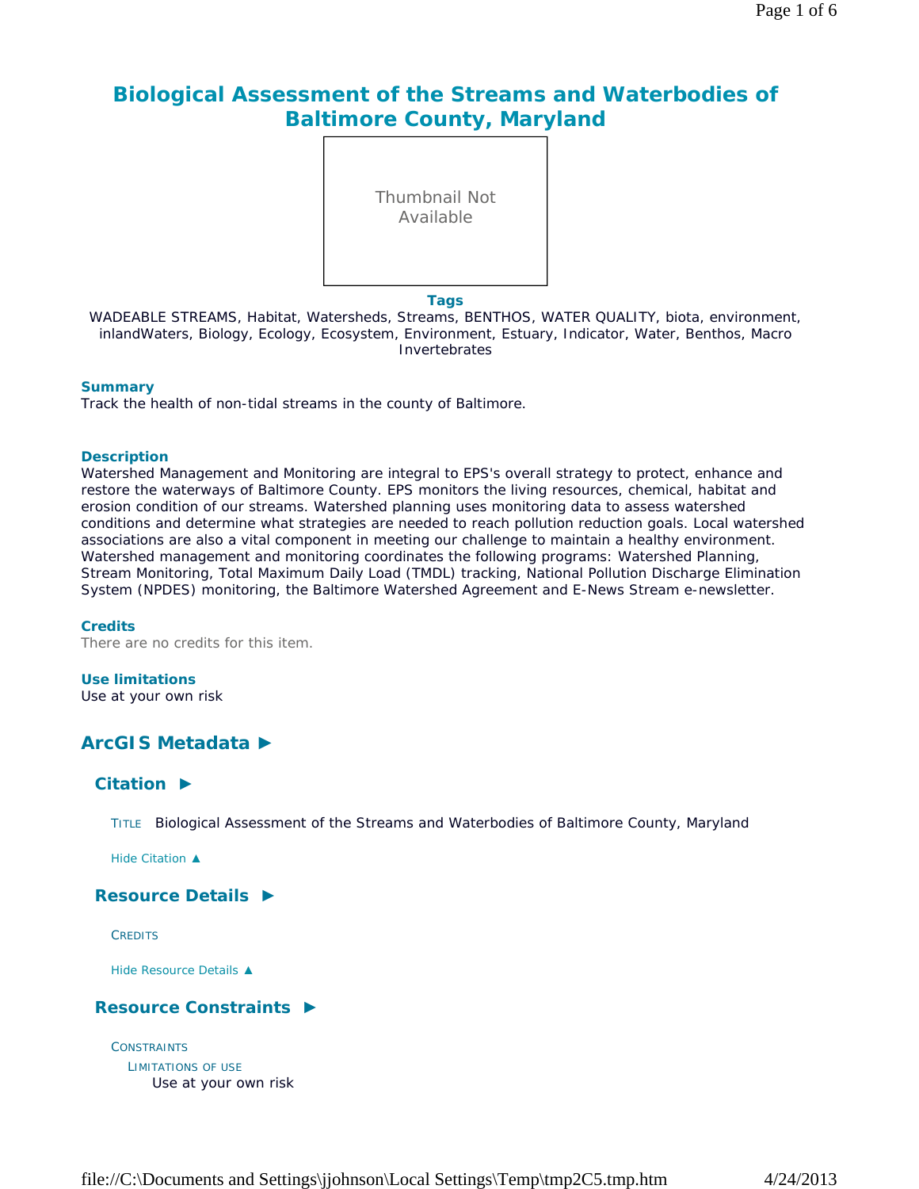# Biological Assessment of the Streams and Waterbodies of Baltimore County, Maryland

Thumbnail Not Available

**Tags**

WADEABLE STREAMS, Habitat, Watersheds, Streams, BENTHOS, WATER QUALITY, biota, environment, inlandWaters, Biology, Ecology, Ecosystem, Environment, Estuary, Indicator, Water, Benthos, Macro Invertebrates

**Summary**

Track the health of non-tidal streams in the county of Baltimore.

**Description**

Watershed Management and Monitoring are integral to EPS's overall strategy to protect, enhance and restore the waterways of Baltimore County. EPS monitors the living resources, chemical, habitat and erosion condition of our streams. Watershed planning uses monitoring data to assess watershed conditions and determine what strategies are needed to reach pollution reduction goals. Local watershed associations are also a vital component in meeting our challenge to maintain a healthy environment. Watershed management and monitoring coordinates the following programs: Watershed Planning, Stream Monitoring, Total Maximum Daily Load (TMDL) tracking, National Pollution Discharge Elimination System (NPDES) monitoring, the Baltimore Watershed Agreement and E-News Stream e-newsletter.

**Credits**

There are no credits for this item.

**Use limitations**

Use at your own risk

## ArcGIS Metadata ►

### Citation ►

TITLE Biological Assessment of the Streams and Waterbodies of Baltimore County, Maryland

Hide Citation ▲

### Resource Details ►

CREDITS

Hide Resource Details ▲

### Resource Constraints ►

CONSTRAINTS

LIMITATIONS OF USE

Use at your own risk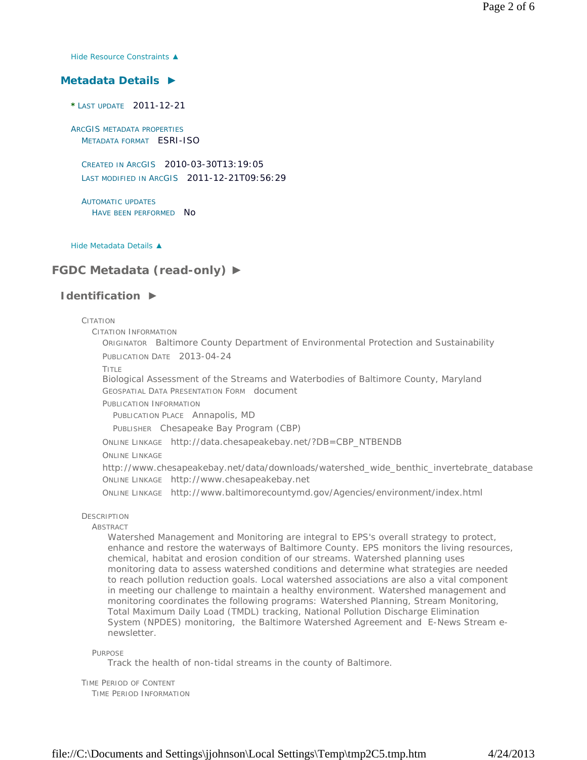Hide Resource Constraints ▲

## Metadata Details ►

\* LAST UPDATE 2011-12-21

ARCGIS METADATA PROPERTIES
METADATA FORMAT ESRI-ISO

CREATED IN ARCGIS 2010-03-30T13:19:05
LAST MODIFIED IN ARCGIS 2011-12-21T09:56:29

AUTOMATIC UPDATES
HAVE BEEN PERFORMED No

Hide Metadata Details ▲

# FGDC Metadata (read-only) ►

## Identification ►

CITATION
CITATION INFORMATION
ORIGINATOR Baltimore County Department of Environmental Protection and Sustainability
PUBLICATION DATE 2013-04-24
TITLE
Biological Assessment of the Streams and Waterbodies of Baltimore County, Maryland
GEOSPATIAL DATA PRESENTATION FORM document
PUBLICATION INFORMATION
PUBLICATION PLACE Annapolis, MD
PUBLISHER Chesapeake Bay Program (CBP)
ONLINE LINKAGE http://data.chesapeakebay.net/?DB=CBP_NTBENDB
ONLINE LINKAGE
http://www.chesapeakebay.net/data/downloads/watershed_wide_benthic_invertebrate_database
ONLINE LINKAGE http://www.chesapeakebay.net
ONLINE LINKAGE http://www.baltimorecountymd.gov/Agencies/environment/index.html

DESCRIPTION
ABSTRACT
Watershed Management and Monitoring are integral to EPS's overall strategy to protect, enhance and restore the waterways of Baltimore County. EPS monitors the living resources, chemical, habitat and erosion condition of our streams. Watershed planning uses monitoring data to assess watershed conditions and determine what strategies are needed to reach pollution reduction goals. Local watershed associations are also a vital component in meeting our challenge to maintain a healthy environment. Watershed management and monitoring coordinates the following programs: Watershed Planning, Stream Monitoring, Total Maximum Daily Load (TMDL) tracking, National Pollution Discharge Elimination System (NPDES) monitoring, the Baltimore Watershed Agreement and E-News Stream e-newsletter.

PURPOSE
Track the health of non-tidal streams in the county of Baltimore.

TIME PERIOD OF CONTENT
TIME PERIOD INFORMATION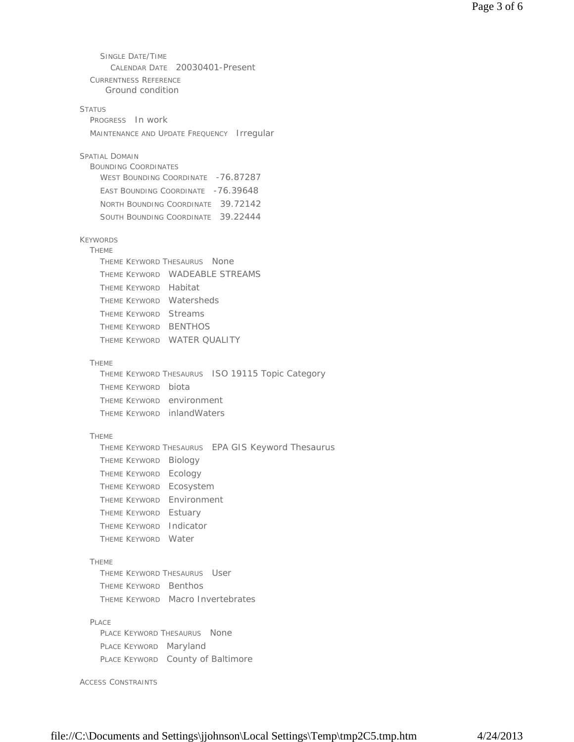SINGLE DATE/TIME
- CALENDAR DATE: 20030401-Present

CURRENTNESS REFERENCE
- Ground condition

STATUS
- PROGRESS: In work
- MAINTENANCE AND UPDATE FREQUENCY: Irregular

SPATIAL DOMAIN
- BOUNDING COORDINATES
  - WEST BOUNDING COORDINATE: -76.87287
  - EAST BOUNDING COORDINATE: -76.39648
  - NORTH BOUNDING COORDINATE: 39.72142
  - SOUTH BOUNDING COORDINATE: 39.22444

KEYWORDS
- THEME
  - THEME KEYWORD THESAURUS: None
  - THEME KEYWORD: WADEABLE STREAMS
  - THEME KEYWORD: Habitat
  - THEME KEYWORD: Watersheds
  - THEME KEYWORD: Streams
  - THEME KEYWORD: BENTHOS
  - THEME KEYWORD: WATER QUALITY
- THEME
  - THEME KEYWORD THESAURUS: ISO 19115 Topic Category
  - THEME KEYWORD: biota
  - THEME KEYWORD: environment
  - THEME KEYWORD: inlandWaters
- THEME
  - THEME KEYWORD THESAURUS: EPA GIS Keyword Thesaurus
  - THEME KEYWORD: Biology
  - THEME KEYWORD: Ecology
  - THEME KEYWORD: Ecosystem
  - THEME KEYWORD: Environment
  - THEME KEYWORD: Estuary
  - THEME KEYWORD: Indicator
  - THEME KEYWORD: Water
- THEME
  - THEME KEYWORD THESAURUS: User
  - THEME KEYWORD: Benthos
  - THEME KEYWORD: Macro Invertebrates
- PLACE
  - PLACE KEYWORD THESAURUS: None
  - PLACE KEYWORD: Maryland
  - PLACE KEYWORD: County of Baltimore

ACCESS CONSTRAINTS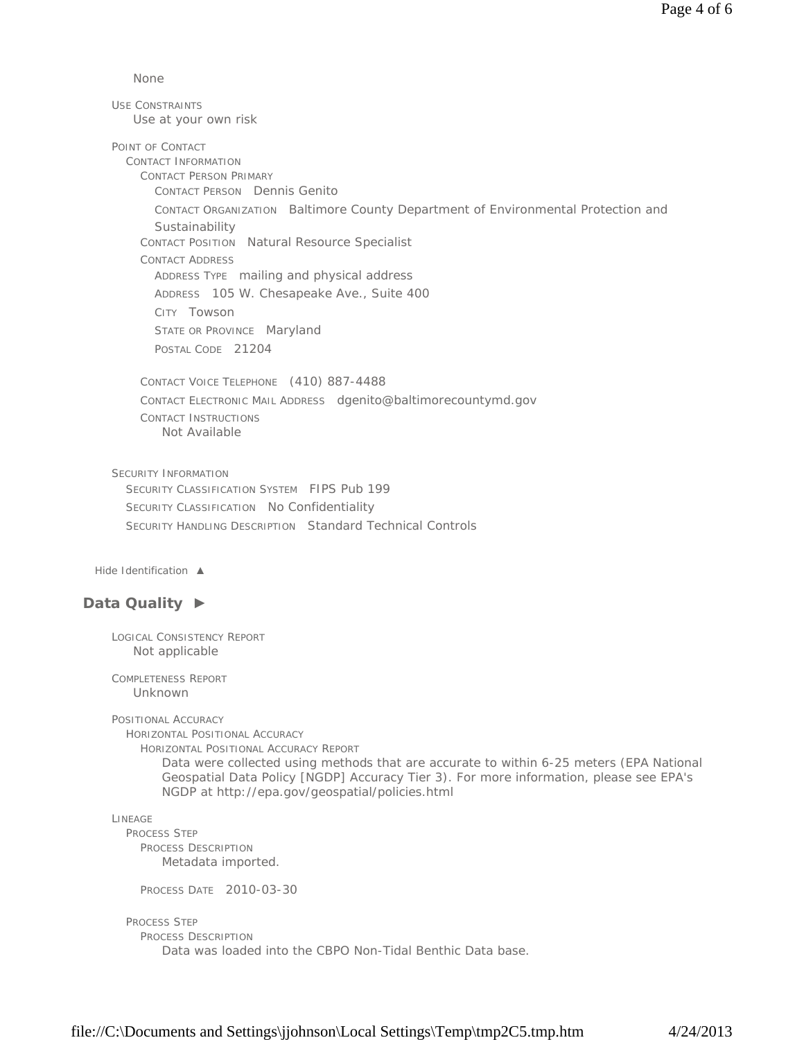None

USE CONSTRAINTS
Use at your own risk

POINT OF CONTACT
CONTACT INFORMATION
CONTACT PERSON PRIMARY
CONTACT PERSON Dennis Genito
CONTACT ORGANIZATION Baltimore County Department of Environmental Protection and Sustainability
CONTACT POSITION Natural Resource Specialist
CONTACT ADDRESS
ADDRESS TYPE mailing and physical address
ADDRESS 105 W. Chesapeake Ave., Suite 400
CITY Towson
STATE OR PROVINCE Maryland
POSTAL CODE 21204

CONTACT VOICE TELEPHONE (410) 887-4488
CONTACT ELECTRONIC MAIL ADDRESS dgenito@baltimorecountymd.gov
CONTACT INSTRUCTIONS
Not Available

SECURITY INFORMATION
SECURITY CLASSIFICATION SYSTEM FIPS Pub 199
SECURITY CLASSIFICATION No Confidentiality
SECURITY HANDLING DESCRIPTION Standard Technical Controls

Hide Identification ▲

## Data Quality ►

LOGICAL CONSISTENCY REPORT
Not applicable

COMPLETENESS REPORT
Unknown

POSITIONAL ACCURACY
HORIZONTAL POSITIONAL ACCURACY
HORIZONTAL POSITIONAL ACCURACY REPORT
Data were collected using methods that are accurate to within 6-25 meters (EPA National Geospatial Data Policy [NGDP] Accuracy Tier 3). For more information, please see EPA's NGDP at http://epa.gov/geospatial/policies.html

LINEAGE
PROCESS STEP
PROCESS DESCRIPTION
Metadata imported.

PROCESS DATE 2010-03-30

PROCESS STEP
PROCESS DESCRIPTION
Data was loaded into the CBPO Non-Tidal Benthic Data base.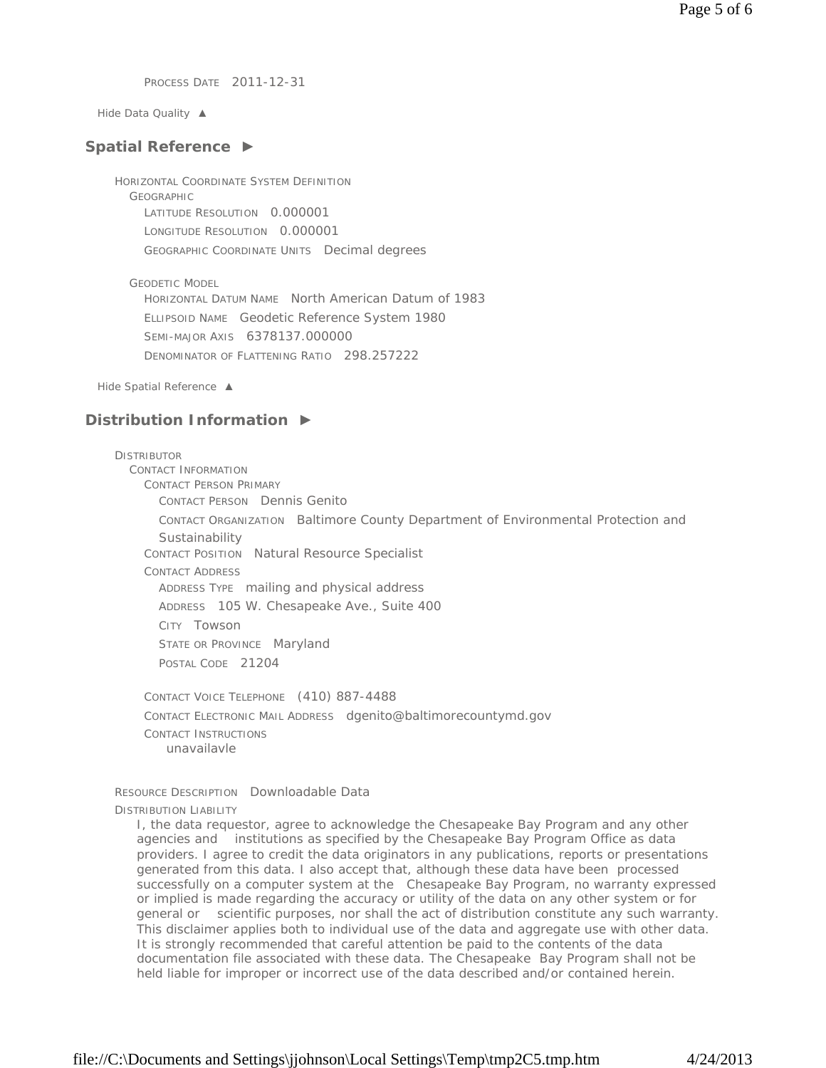PROCESS DATE 2011-12-31

Hide Data Quality ▲

## Spatial Reference ►

HORIZONTAL COORDINATE SYSTEM DEFINITION
- GEOGRAPHIC
  - LATITUDE RESOLUTION 0.000001
  - LONGITUDE RESOLUTION 0.000001
  - GEOGRAPHIC COORDINATE UNITS Decimal degrees
- GEODETIC MODEL
  - HORIZONTAL DATUM NAME North American Datum of 1983
  - ELLIPSOID NAME Geodetic Reference System 1980
  - SEMI-MAJOR AXIS 6378137.000000
  - DENOMINATOR OF FLATTENING RATIO 298.257222

Hide Spatial Reference ▲

## Distribution Information ►

DISTRIBUTOR
- CONTACT INFORMATION
  - CONTACT PERSON PRIMARY
    - CONTACT PERSON Dennis Genito
    - CONTACT ORGANIZATION Baltimore County Department of Environmental Protection and Sustainability
  - CONTACT POSITION Natural Resource Specialist
  - CONTACT ADDRESS
    - ADDRESS TYPE mailing and physical address
    - ADDRESS 105 W. Chesapeake Ave., Suite 400
    - CITY Towson
    - STATE OR PROVINCE Maryland
    - POSTAL CODE 21204
  - CONTACT VOICE TELEPHONE (410) 887-4488
  - CONTACT ELECTRONIC MAIL ADDRESS dgenito@baltimorecountymd.gov
  - CONTACT INSTRUCTIONS
    unavailavle

RESOURCE DESCRIPTION Downloadable Data

DISTRIBUTION LIABILITY

I, the data requestor, agree to acknowledge the Chesapeake Bay Program and any other agencies and institutions as specified by the Chesapeake Bay Program Office as data providers. I agree to credit the data originators in any publications, reports or presentations generated from this data. I also accept that, although these data have been processed successfully on a computer system at the Chesapeake Bay Program, no warranty expressed or implied is made regarding the accuracy or utility of the data on any other system or for general or scientific purposes, nor shall the act of distribution constitute any such warranty. This disclaimer applies both to individual use of the data and aggregate use with other data. It is strongly recommended that careful attention be paid to the contents of the data documentation file associated with these data. The Chesapeake Bay Program shall not be held liable for improper or incorrect use of the data described and/or contained herein.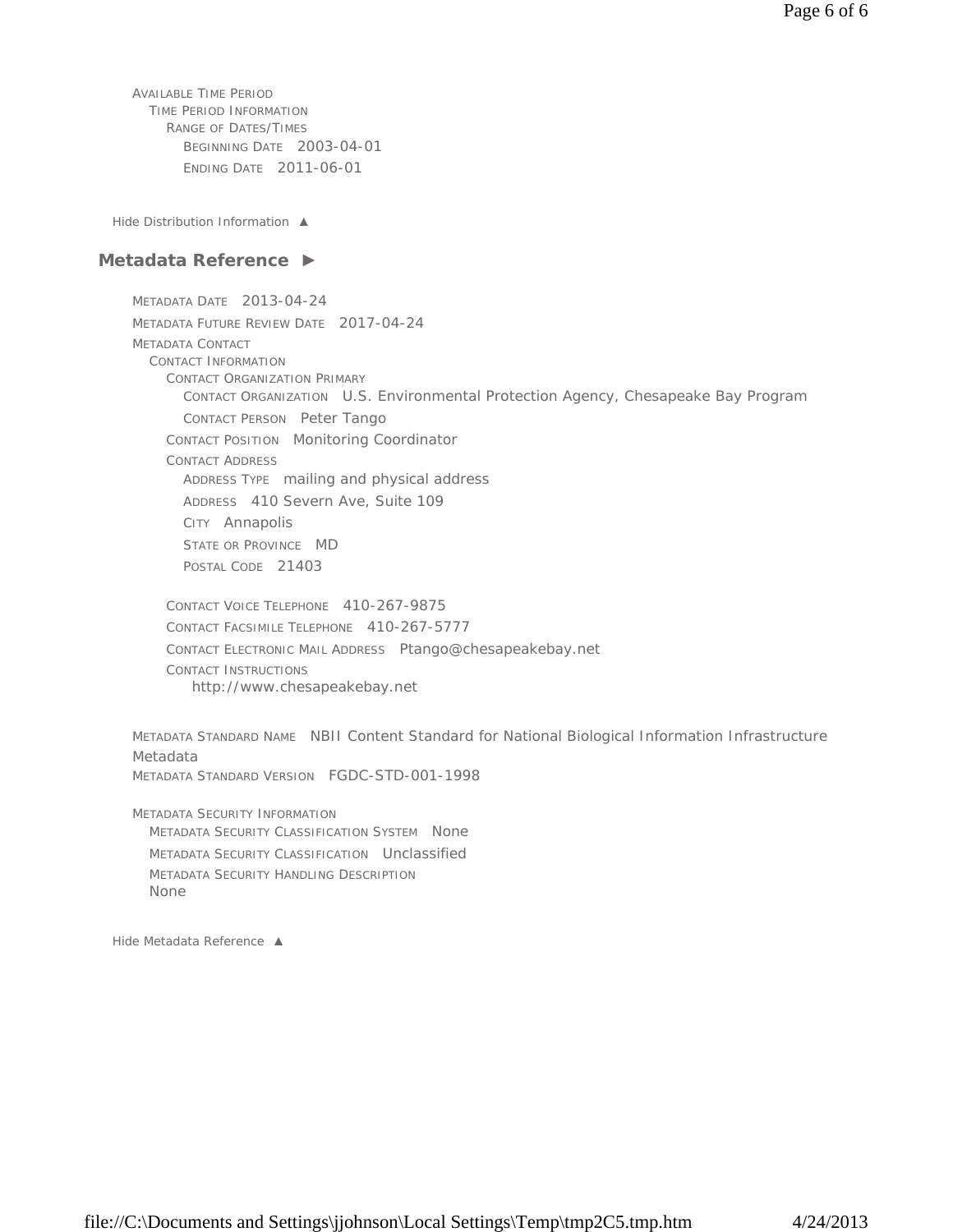AVAILABLE TIME PERIOD
TIME PERIOD INFORMATION
RANGE OF DATES/TIMES
BEGINNING DATE 2003-04-01
ENDING DATE 2011-06-01

Hide Distribution Information ▲

## Metadata Reference ►

METADATA DATE 2013-04-24
METADATA FUTURE REVIEW DATE 2017-04-24
METADATA CONTACT
CONTACT INFORMATION
CONTACT ORGANIZATION PRIMARY
CONTACT ORGANIZATION U.S. Environmental Protection Agency, Chesapeake Bay Program
CONTACT PERSON Peter Tango
CONTACT POSITION Monitoring Coordinator
CONTACT ADDRESS
ADDRESS TYPE mailing and physical address
ADDRESS 410 Severn Ave, Suite 109
CITY Annapolis
STATE OR PROVINCE MD
POSTAL CODE 21403

CONTACT VOICE TELEPHONE 410-267-9875
CONTACT FACSIMILE TELEPHONE 410-267-5777
CONTACT ELECTRONIC MAIL ADDRESS Ptango@chesapeakebay.net
CONTACT INSTRUCTIONS
http://www.chesapeakebay.net

METADATA STANDARD NAME NBII Content Standard for National Biological Information Infrastructure Metadata
METADATA STANDARD VERSION FGDC-STD-001-1998

METADATA SECURITY INFORMATION
METADATA SECURITY CLASSIFICATION SYSTEM None
METADATA SECURITY CLASSIFICATION Unclassified
METADATA SECURITY HANDLING DESCRIPTION
None

Hide Metadata Reference ▲